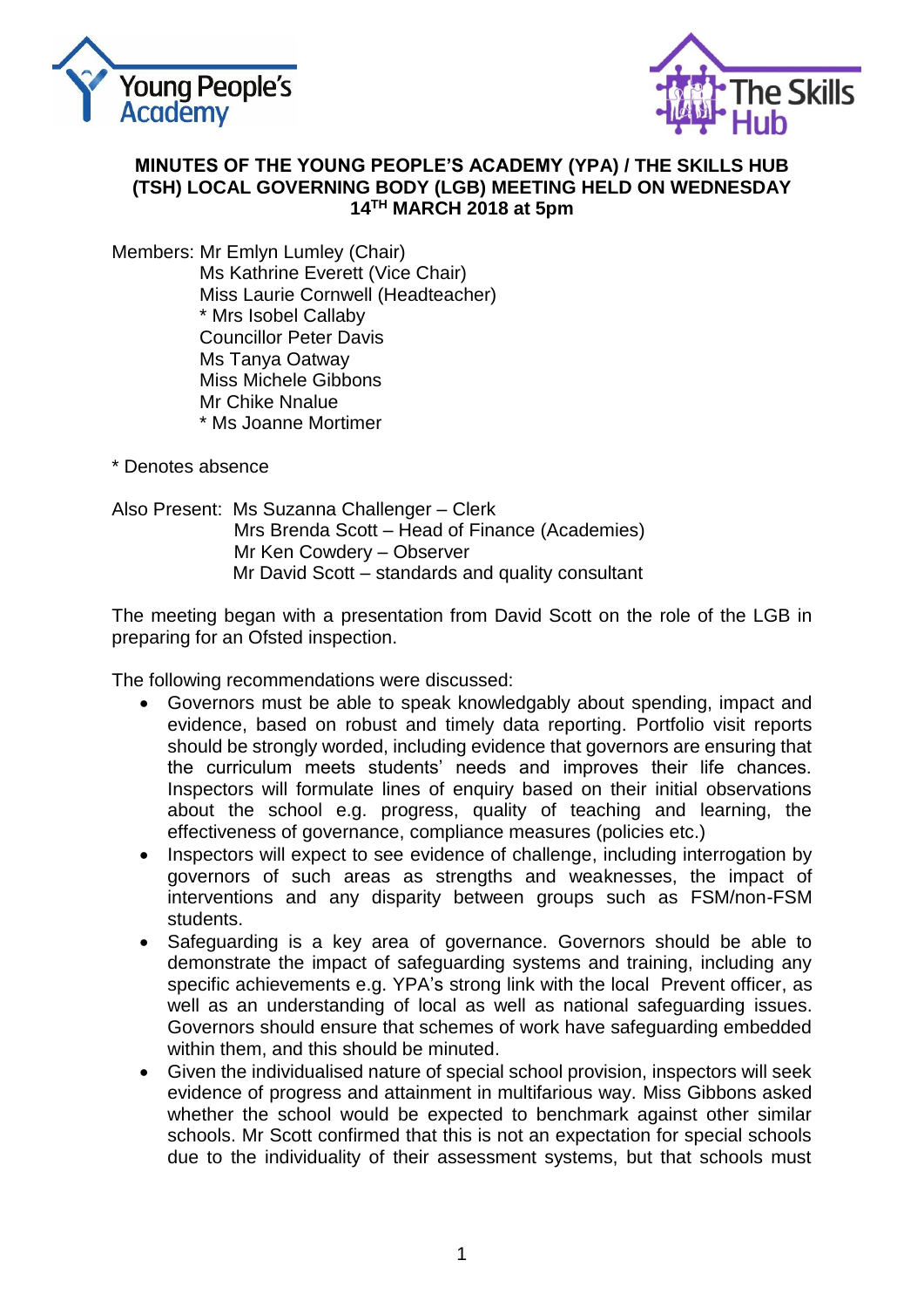# MINUTES OF THE YOUNG PEOPLE'S ACADEMY (YPA) / THE SKILLS HUB (TSH) LOCAL GOVERNING BODY (LGB) MEETING HELD ON WEDNESDAY 14TH MARCH 2018 at 5pm

Members: Mr Emlyn Lumley (Chair)
Ms Kathrine Everett (Vice Chair)
Miss Laurie Cornwell (Headteacher)
* Mrs Isobel Callaby
Councillor Peter Davis
Ms Tanya Oatway
Miss Michele Gibbons
Mr Chike Nnalue
* Ms Joanne Mortimer

* Denotes absence

Also Present: Ms Suzanna Challenger – Clerk
Mrs Brenda Scott – Head of Finance (Academies)
Mr Ken Cowdery – Observer
Mr David Scott – standards and quality consultant

The meeting began with a presentation from David Scott on the role of the LGB in preparing for an Ofsted inspection.

The following recommendations were discussed:

- Governors must be able to speak knowledgably about spending, impact and evidence, based on robust and timely data reporting. Portfolio visit reports should be strongly worded, including evidence that governors are ensuring that the curriculum meets students' needs and improves their life chances. Inspectors will formulate lines of enquiry based on their initial observations about the school e.g. progress, quality of teaching and learning, the effectiveness of governance, compliance measures (policies etc.)
- Inspectors will expect to see evidence of challenge, including interrogation by governors of such areas as strengths and weaknesses, the impact of interventions and any disparity between groups such as FSM/non-FSM students.
- Safeguarding is a key area of governance. Governors should be able to demonstrate the impact of safeguarding systems and training, including any specific achievements e.g. YPA's strong link with the local Prevent officer, as well as an understanding of local as well as national safeguarding issues. Governors should ensure that schemes of work have safeguarding embedded within them, and this should be minuted.
- Given the individualised nature of special school provision, inspectors will seek evidence of progress and attainment in multifarious way. Miss Gibbons asked whether the school would be expected to benchmark against other similar schools. Mr Scott confirmed that this is not an expectation for special schools due to the individuality of their assessment systems, but that schools must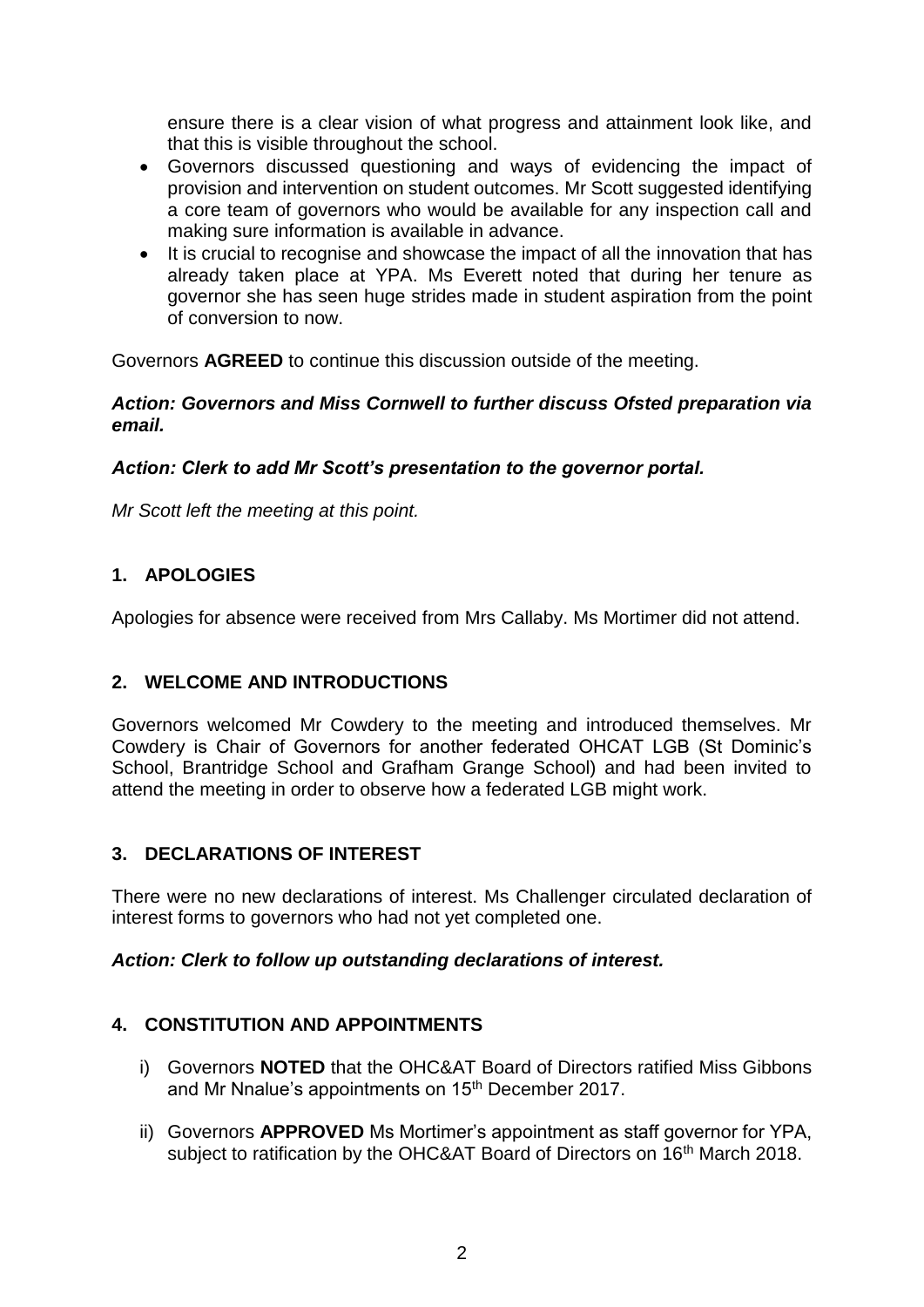ensure there is a clear vision of what progress and attainment look like, and that this is visible throughout the school.

- Governors discussed questioning and ways of evidencing the impact of provision and intervention on student outcomes. Mr Scott suggested identifying a core team of governors who would be available for any inspection call and making sure information is available in advance.
- It is crucial to recognise and showcase the impact of all the innovation that has already taken place at YPA. Ms Everett noted that during her tenure as governor she has seen huge strides made in student aspiration from the point of conversion to now.

Governors **AGREED** to continue this discussion outside of the meeting.

***Action: Governors and Miss Cornwell to further discuss Ofsted preparation via email.***

***Action: Clerk to add Mr Scott's presentation to the governor portal.***

*Mr Scott left the meeting at this point.*

## 1. APOLOGIES

Apologies for absence were received from Mrs Callaby. Ms Mortimer did not attend.

## 2. WELCOME AND INTRODUCTIONS

Governors welcomed Mr Cowdery to the meeting and introduced themselves. Mr Cowdery is Chair of Governors for another federated OHCAT LGB (St Dominic's School, Brantridge School and Grafham Grange School) and had been invited to attend the meeting in order to observe how a federated LGB might work.

## 3. DECLARATIONS OF INTEREST

There were no new declarations of interest. Ms Challenger circulated declaration of interest forms to governors who had not yet completed one.

***Action: Clerk to follow up outstanding declarations of interest.***

## 4. CONSTITUTION AND APPOINTMENTS

i) Governors **NOTED** that the OHC&AT Board of Directors ratified Miss Gibbons and Mr Nnalue's appointments on 15th December 2017.

ii) Governors **APPROVED** Ms Mortimer's appointment as staff governor for YPA, subject to ratification by the OHC&AT Board of Directors on 16th March 2018.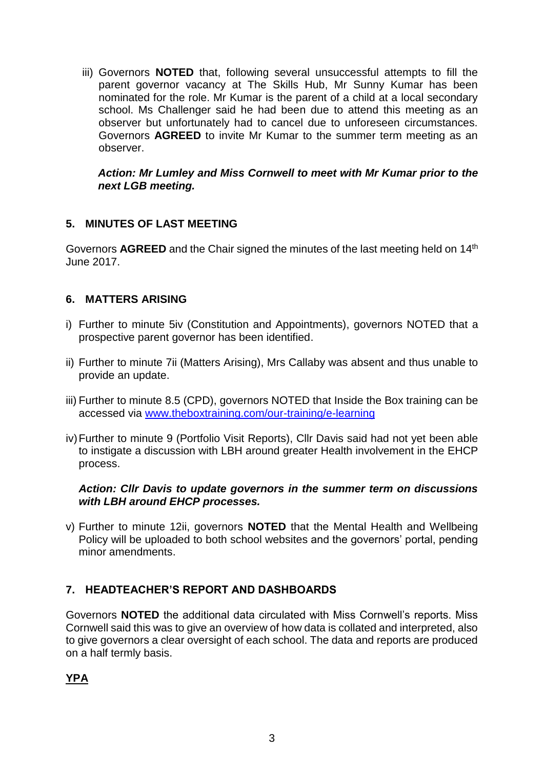iii) Governors **NOTED** that, following several unsuccessful attempts to fill the parent governor vacancy at The Skills Hub, Mr Sunny Kumar has been nominated for the role. Mr Kumar is the parent of a child at a local secondary school. Ms Challenger said he had been due to attend this meeting as an observer but unfortunately had to cancel due to unforeseen circumstances. Governors **AGREED** to invite Mr Kumar to the summer term meeting as an observer.

***Action: Mr Lumley and Miss Cornwell to meet with Mr Kumar prior to the next LGB meeting.***

## 5. MINUTES OF LAST MEETING

Governors **AGREED** and the Chair signed the minutes of the last meeting held on 14th June 2017.

## 6. MATTERS ARISING

i) Further to minute 5iv (Constitution and Appointments), governors NOTED that a prospective parent governor has been identified.

ii) Further to minute 7ii (Matters Arising), Mrs Callaby was absent and thus unable to provide an update.

iii) Further to minute 8.5 (CPD), governors NOTED that Inside the Box training can be accessed via [www.theboxtraining.com/our-training/e-learning](http://www.theboxtraining.com/our-training/e-learning)

iv) Further to minute 9 (Portfolio Visit Reports), Cllr Davis said had not yet been able to instigate a discussion with LBH around greater Health involvement in the EHCP process.

***Action: Cllr Davis to update governors in the summer term on discussions with LBH around EHCP processes.***

v) Further to minute 12ii, governors **NOTED** that the Mental Health and Wellbeing Policy will be uploaded to both school websites and the governors' portal, pending minor amendments.

## 7. HEADTEACHER'S REPORT AND DASHBOARDS

Governors **NOTED** the additional data circulated with Miss Cornwell's reports. Miss Cornwell said this was to give an overview of how data is collated and interpreted, also to give governors a clear oversight of each school. The data and reports are produced on a half termly basis.

**<u>YPA</u>**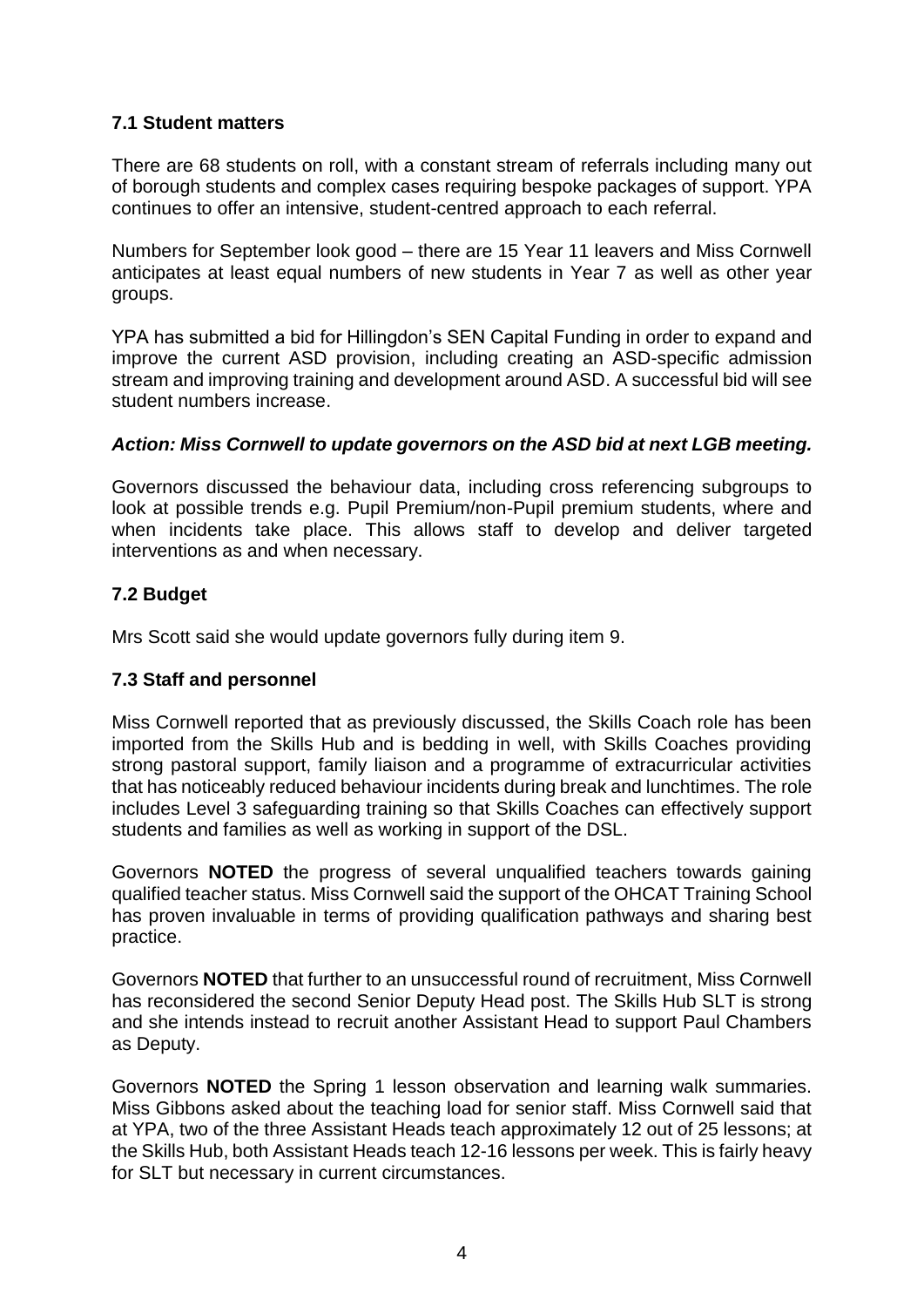### 7.1 Student matters

There are 68 students on roll, with a constant stream of referrals including many out of borough students and complex cases requiring bespoke packages of support. YPA continues to offer an intensive, student-centred approach to each referral.

Numbers for September look good – there are 15 Year 11 leavers and Miss Cornwell anticipates at least equal numbers of new students in Year 7 as well as other year groups.

YPA has submitted a bid for Hillingdon's SEN Capital Funding in order to expand and improve the current ASD provision, including creating an ASD-specific admission stream and improving training and development around ASD. A successful bid will see student numbers increase.

***Action: Miss Cornwell to update governors on the ASD bid at next LGB meeting.***

Governors discussed the behaviour data, including cross referencing subgroups to look at possible trends e.g. Pupil Premium/non-Pupil premium students, where and when incidents take place. This allows staff to develop and deliver targeted interventions as and when necessary.

### 7.2 Budget

Mrs Scott said she would update governors fully during item 9.

### 7.3 Staff and personnel

Miss Cornwell reported that as previously discussed, the Skills Coach role has been imported from the Skills Hub and is bedding in well, with Skills Coaches providing strong pastoral support, family liaison and a programme of extracurricular activities that has noticeably reduced behaviour incidents during break and lunchtimes. The role includes Level 3 safeguarding training so that Skills Coaches can effectively support students and families as well as working in support of the DSL.

Governors **NOTED** the progress of several unqualified teachers towards gaining qualified teacher status. Miss Cornwell said the support of the OHCAT Training School has proven invaluable in terms of providing qualification pathways and sharing best practice.

Governors **NOTED** that further to an unsuccessful round of recruitment, Miss Cornwell has reconsidered the second Senior Deputy Head post. The Skills Hub SLT is strong and she intends instead to recruit another Assistant Head to support Paul Chambers as Deputy.

Governors **NOTED** the Spring 1 lesson observation and learning walk summaries. Miss Gibbons asked about the teaching load for senior staff. Miss Cornwell said that at YPA, two of the three Assistant Heads teach approximately 12 out of 25 lessons; at the Skills Hub, both Assistant Heads teach 12-16 lessons per week. This is fairly heavy for SLT but necessary in current circumstances.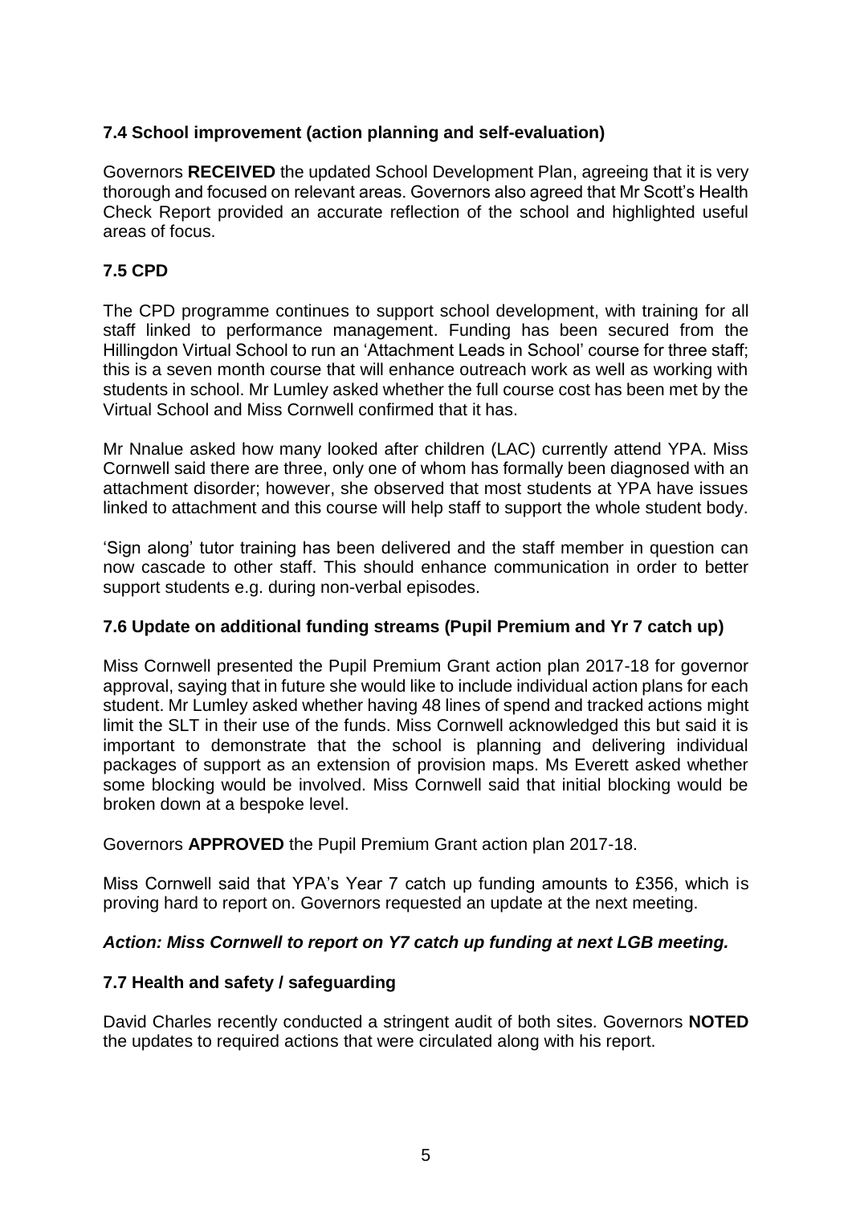### 7.4 School improvement (action planning and self-evaluation)

Governors **RECEIVED** the updated School Development Plan, agreeing that it is very thorough and focused on relevant areas. Governors also agreed that Mr Scott's Health Check Report provided an accurate reflection of the school and highlighted useful areas of focus.

### 7.5 CPD

The CPD programme continues to support school development, with training for all staff linked to performance management. Funding has been secured from the Hillingdon Virtual School to run an 'Attachment Leads in School' course for three staff; this is a seven month course that will enhance outreach work as well as working with students in school. Mr Lumley asked whether the full course cost has been met by the Virtual School and Miss Cornwell confirmed that it has.

Mr Nnalue asked how many looked after children (LAC) currently attend YPA. Miss Cornwell said there are three, only one of whom has formally been diagnosed with an attachment disorder; however, she observed that most students at YPA have issues linked to attachment and this course will help staff to support the whole student body.

'Sign along' tutor training has been delivered and the staff member in question can now cascade to other staff. This should enhance communication in order to better support students e.g. during non-verbal episodes.

### 7.6 Update on additional funding streams (Pupil Premium and Yr 7 catch up)

Miss Cornwell presented the Pupil Premium Grant action plan 2017-18 for governor approval, saying that in future she would like to include individual action plans for each student. Mr Lumley asked whether having 48 lines of spend and tracked actions might limit the SLT in their use of the funds. Miss Cornwell acknowledged this but said it is important to demonstrate that the school is planning and delivering individual packages of support as an extension of provision maps. Ms Everett asked whether some blocking would be involved. Miss Cornwell said that initial blocking would be broken down at a bespoke level.

Governors **APPROVED** the Pupil Premium Grant action plan 2017-18.

Miss Cornwell said that YPA's Year 7 catch up funding amounts to £356, which is proving hard to report on. Governors requested an update at the next meeting.

***Action: Miss Cornwell to report on Y7 catch up funding at next LGB meeting.***

### 7.7 Health and safety / safeguarding

David Charles recently conducted a stringent audit of both sites. Governors **NOTED** the updates to required actions that were circulated along with his report.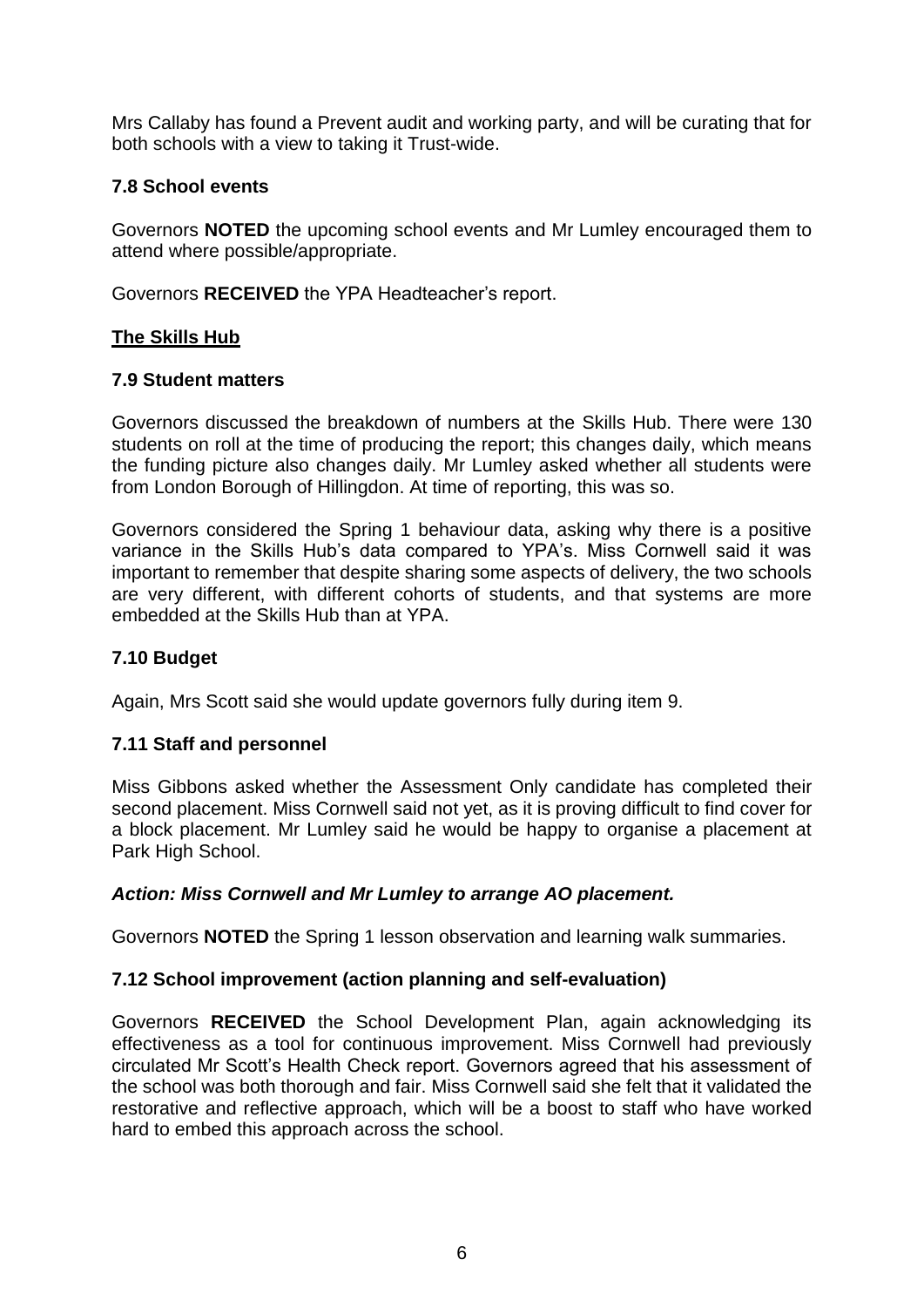Mrs Callaby has found a Prevent audit and working party, and will be curating that for both schools with a view to taking it Trust-wide.

### 7.8 School events

Governors **NOTED** the upcoming school events and Mr Lumley encouraged them to attend where possible/appropriate.

Governors **RECEIVED** the YPA Headteacher's report.

## The Skills Hub

### 7.9 Student matters

Governors discussed the breakdown of numbers at the Skills Hub. There were 130 students on roll at the time of producing the report; this changes daily, which means the funding picture also changes daily. Mr Lumley asked whether all students were from London Borough of Hillingdon. At time of reporting, this was so.

Governors considered the Spring 1 behaviour data, asking why there is a positive variance in the Skills Hub's data compared to YPA's. Miss Cornwell said it was important to remember that despite sharing some aspects of delivery, the two schools are very different, with different cohorts of students, and that systems are more embedded at the Skills Hub than at YPA.

### 7.10 Budget

Again, Mrs Scott said she would update governors fully during item 9.

### 7.11 Staff and personnel

Miss Gibbons asked whether the Assessment Only candidate has completed their second placement. Miss Cornwell said not yet, as it is proving difficult to find cover for a block placement. Mr Lumley said he would be happy to organise a placement at Park High School.

***Action: Miss Cornwell and Mr Lumley to arrange AO placement.***

Governors **NOTED** the Spring 1 lesson observation and learning walk summaries.

### 7.12 School improvement (action planning and self-evaluation)

Governors **RECEIVED** the School Development Plan, again acknowledging its effectiveness as a tool for continuous improvement. Miss Cornwell had previously circulated Mr Scott's Health Check report. Governors agreed that his assessment of the school was both thorough and fair. Miss Cornwell said she felt that it validated the restorative and reflective approach, which will be a boost to staff who have worked hard to embed this approach across the school.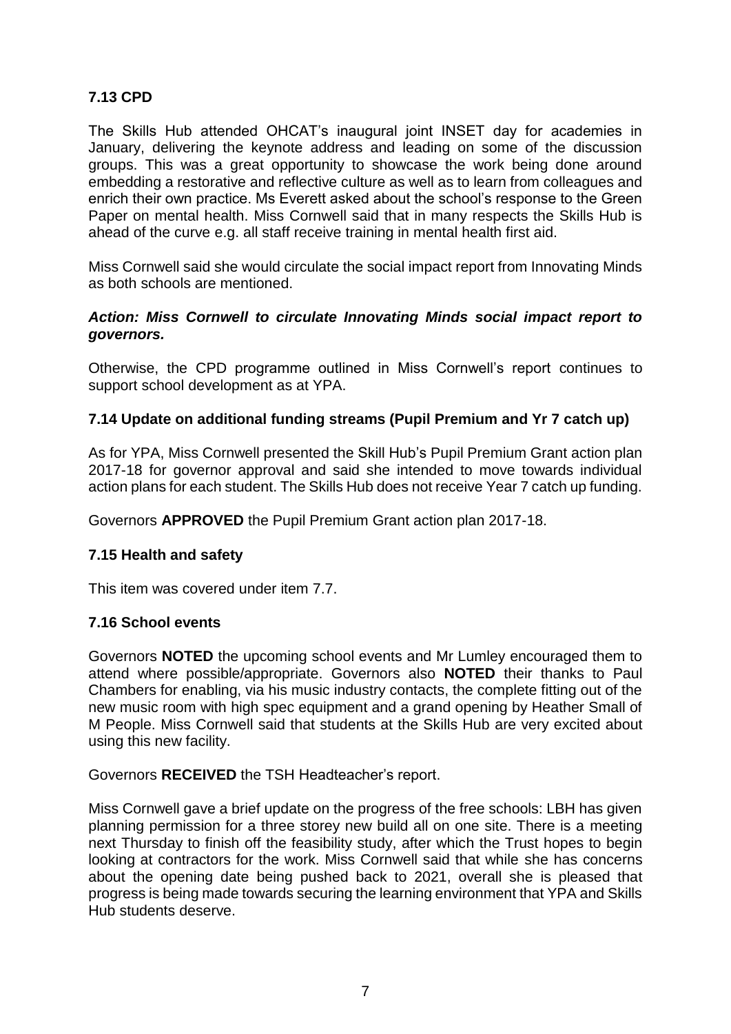### 7.13 CPD

The Skills Hub attended OHCAT's inaugural joint INSET day for academies in January, delivering the keynote address and leading on some of the discussion groups. This was a great opportunity to showcase the work being done around embedding a restorative and reflective culture as well as to learn from colleagues and enrich their own practice. Ms Everett asked about the school's response to the Green Paper on mental health. Miss Cornwell said that in many respects the Skills Hub is ahead of the curve e.g. all staff receive training in mental health first aid.

Miss Cornwell said she would circulate the social impact report from Innovating Minds as both schools are mentioned.

***Action: Miss Cornwell to circulate Innovating Minds social impact report to governors.***

Otherwise, the CPD programme outlined in Miss Cornwell's report continues to support school development as at YPA.

### 7.14 Update on additional funding streams (Pupil Premium and Yr 7 catch up)

As for YPA, Miss Cornwell presented the Skill Hub's Pupil Premium Grant action plan 2017-18 for governor approval and said she intended to move towards individual action plans for each student. The Skills Hub does not receive Year 7 catch up funding.

Governors **APPROVED** the Pupil Premium Grant action plan 2017-18.

### 7.15 Health and safety

This item was covered under item 7.7.

### 7.16 School events

Governors **NOTED** the upcoming school events and Mr Lumley encouraged them to attend where possible/appropriate. Governors also **NOTED** their thanks to Paul Chambers for enabling, via his music industry contacts, the complete fitting out of the new music room with high spec equipment and a grand opening by Heather Small of M People. Miss Cornwell said that students at the Skills Hub are very excited about using this new facility.

Governors **RECEIVED** the TSH Headteacher's report.

Miss Cornwell gave a brief update on the progress of the free schools: LBH has given planning permission for a three storey new build all on one site. There is a meeting next Thursday to finish off the feasibility study, after which the Trust hopes to begin looking at contractors for the work. Miss Cornwell said that while she has concerns about the opening date being pushed back to 2021, overall she is pleased that progress is being made towards securing the learning environment that YPA and Skills Hub students deserve.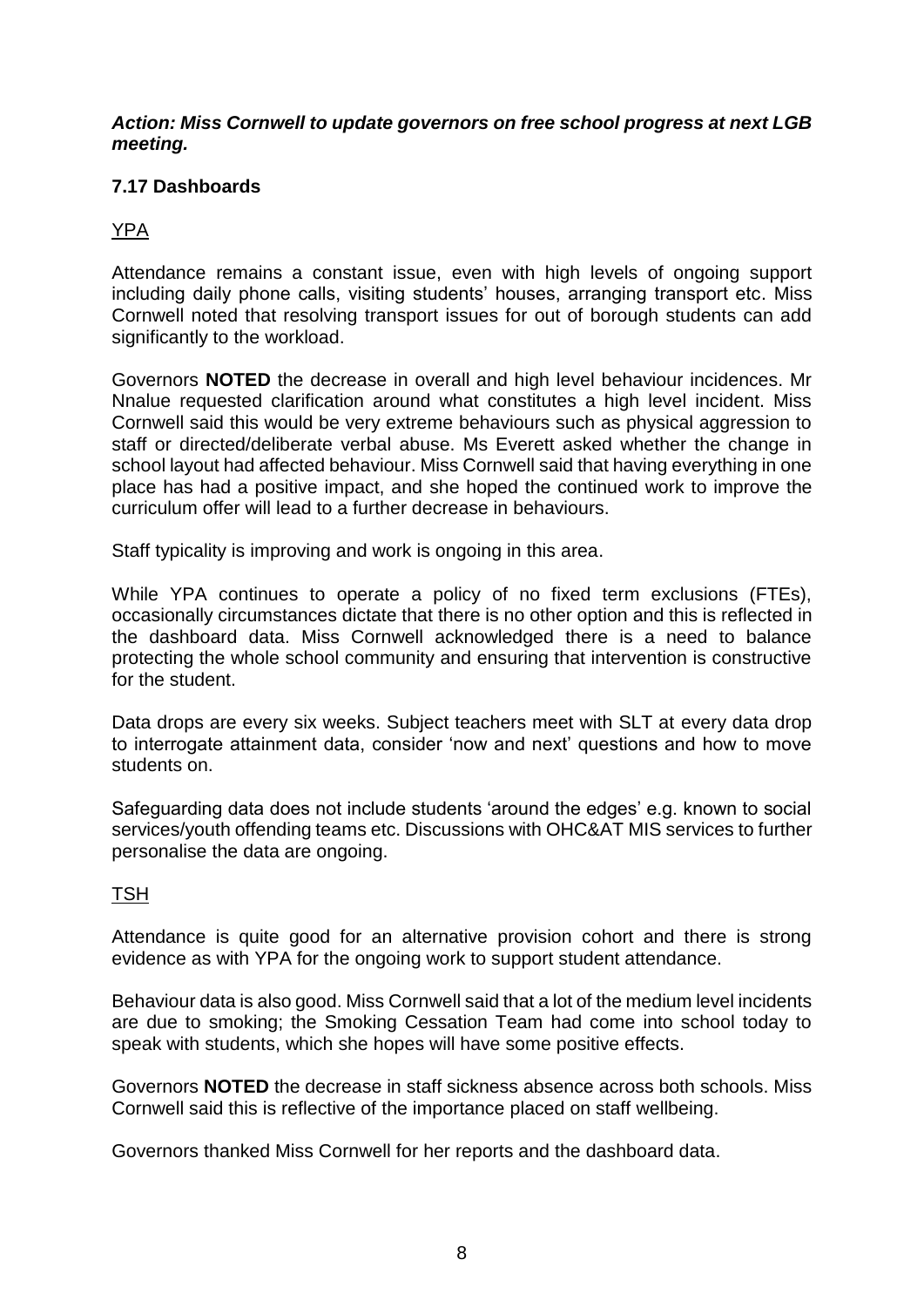***Action: Miss Cornwell to update governors on free school progress at next LGB meeting.***

### 7.17 Dashboards

<u>YPA</u>

Attendance remains a constant issue, even with high levels of ongoing support including daily phone calls, visiting students' houses, arranging transport etc. Miss Cornwell noted that resolving transport issues for out of borough students can add significantly to the workload.

Governors **NOTED** the decrease in overall and high level behaviour incidences. Mr Nnalue requested clarification around what constitutes a high level incident. Miss Cornwell said this would be very extreme behaviours such as physical aggression to staff or directed/deliberate verbal abuse. Ms Everett asked whether the change in school layout had affected behaviour. Miss Cornwell said that having everything in one place has had a positive impact, and she hoped the continued work to improve the curriculum offer will lead to a further decrease in behaviours.

Staff typicality is improving and work is ongoing in this area.

While YPA continues to operate a policy of no fixed term exclusions (FTEs), occasionally circumstances dictate that there is no other option and this is reflected in the dashboard data. Miss Cornwell acknowledged there is a need to balance protecting the whole school community and ensuring that intervention is constructive for the student.

Data drops are every six weeks. Subject teachers meet with SLT at every data drop to interrogate attainment data, consider 'now and next' questions and how to move students on.

Safeguarding data does not include students 'around the edges' e.g. known to social services/youth offending teams etc. Discussions with OHC&AT MIS services to further personalise the data are ongoing.

<u>TSH</u>

Attendance is quite good for an alternative provision cohort and there is strong evidence as with YPA for the ongoing work to support student attendance.

Behaviour data is also good. Miss Cornwell said that a lot of the medium level incidents are due to smoking; the Smoking Cessation Team had come into school today to speak with students, which she hopes will have some positive effects.

Governors **NOTED** the decrease in staff sickness absence across both schools. Miss Cornwell said this is reflective of the importance placed on staff wellbeing.

Governors thanked Miss Cornwell for her reports and the dashboard data.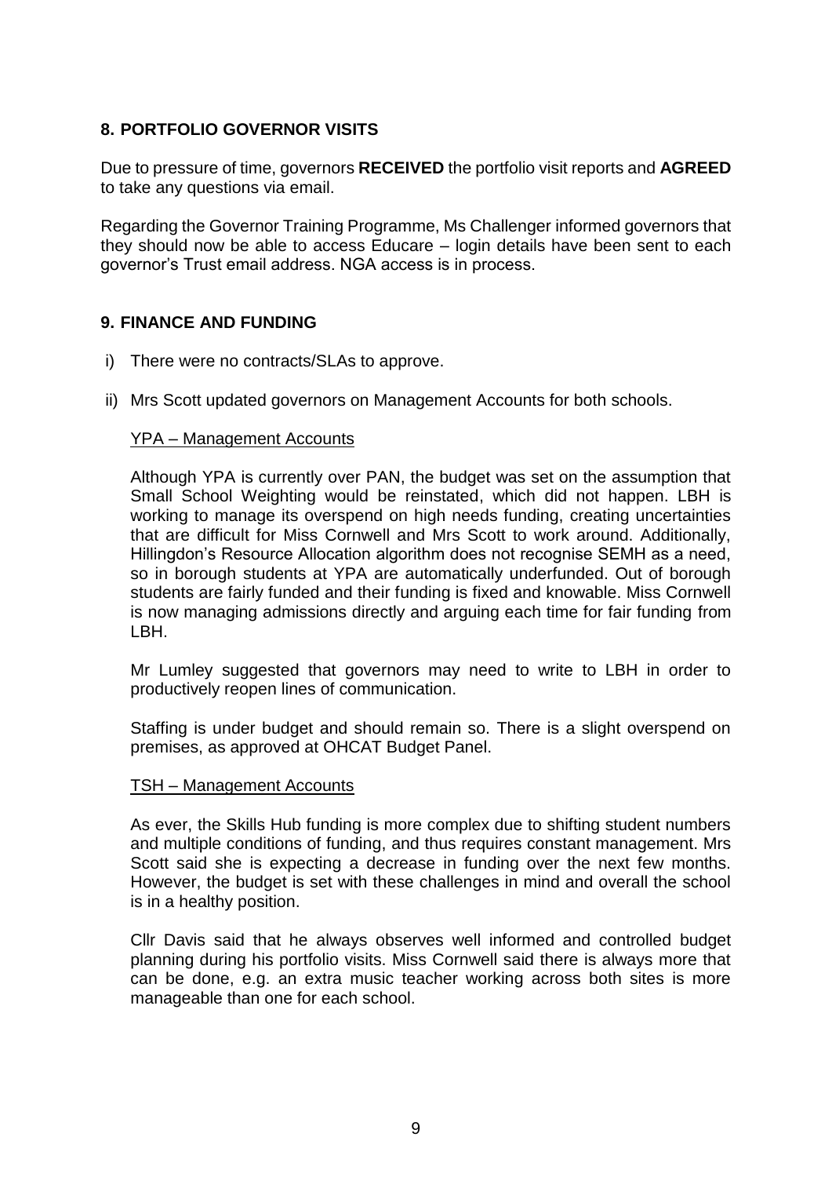## 8. PORTFOLIO GOVERNOR VISITS

Due to pressure of time, governors **RECEIVED** the portfolio visit reports and **AGREED** to take any questions via email.

Regarding the Governor Training Programme, Ms Challenger informed governors that they should now be able to access Educare – login details have been sent to each governor's Trust email address. NGA access is in process.

## 9. FINANCE AND FUNDING

i) There were no contracts/SLAs to approve.

ii) Mrs Scott updated governors on Management Accounts for both schools.

   YPA – Management Accounts

   Although YPA is currently over PAN, the budget was set on the assumption that Small School Weighting would be reinstated, which did not happen. LBH is working to manage its overspend on high needs funding, creating uncertainties that are difficult for Miss Cornwell and Mrs Scott to work around. Additionally, Hillingdon's Resource Allocation algorithm does not recognise SEMH as a need, so in borough students at YPA are automatically underfunded. Out of borough students are fairly funded and their funding is fixed and knowable. Miss Cornwell is now managing admissions directly and arguing each time for fair funding from LBH.

   Mr Lumley suggested that governors may need to write to LBH in order to productively reopen lines of communication.

   Staffing is under budget and should remain so. There is a slight overspend on premises, as approved at OHCAT Budget Panel.

   TSH – Management Accounts

   As ever, the Skills Hub funding is more complex due to shifting student numbers and multiple conditions of funding, and thus requires constant management. Mrs Scott said she is expecting a decrease in funding over the next few months. However, the budget is set with these challenges in mind and overall the school is in a healthy position.

   Cllr Davis said that he always observes well informed and controlled budget planning during his portfolio visits. Miss Cornwell said there is always more that can be done, e.g. an extra music teacher working across both sites is more manageable than one for each school.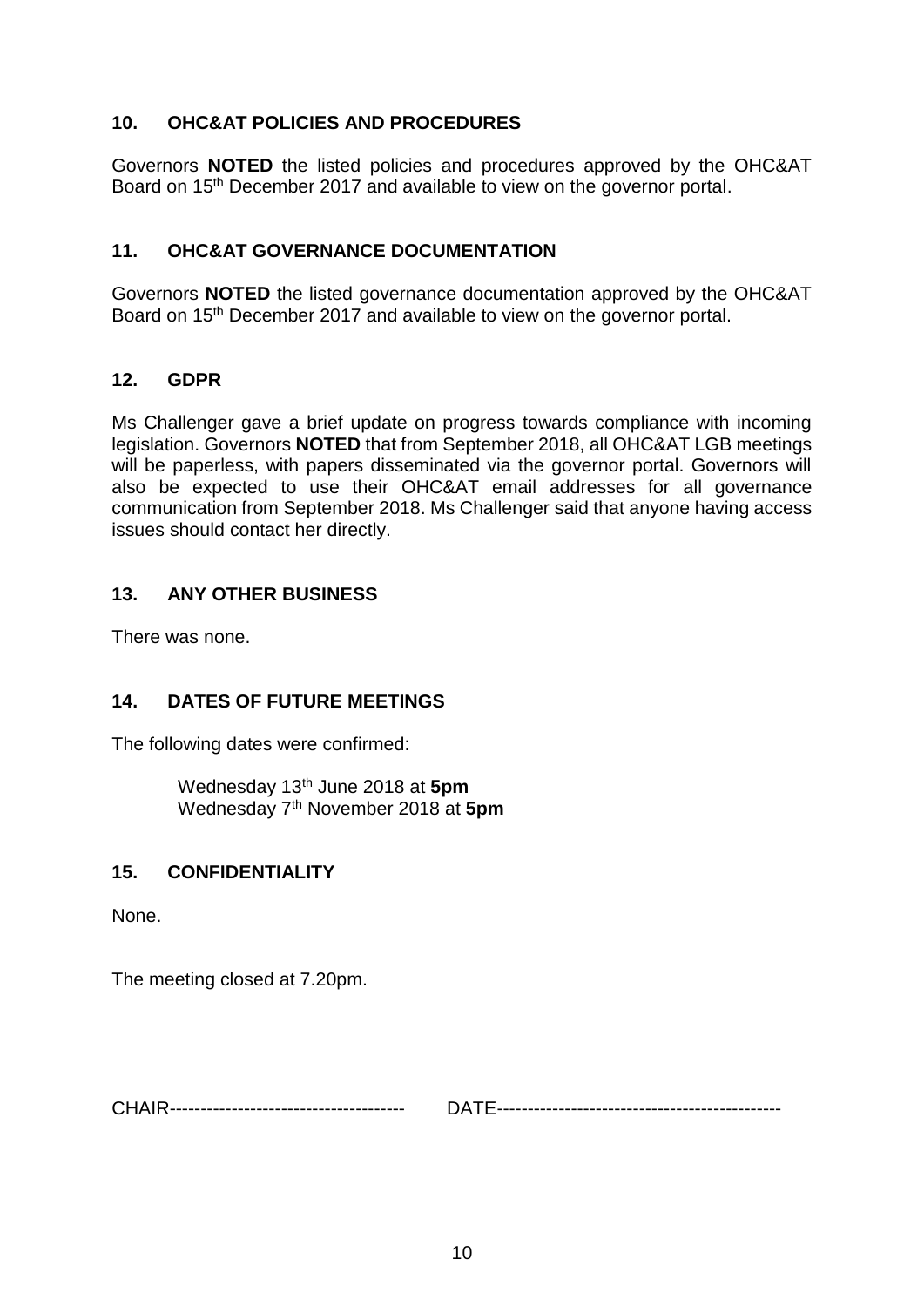## 10. OHC&AT POLICIES AND PROCEDURES

Governors **NOTED** the listed policies and procedures approved by the OHC&AT Board on 15th December 2017 and available to view on the governor portal.

## 11. OHC&AT GOVERNANCE DOCUMENTATION

Governors **NOTED** the listed governance documentation approved by the OHC&AT Board on 15th December 2017 and available to view on the governor portal.

## 12. GDPR

Ms Challenger gave a brief update on progress towards compliance with incoming legislation. Governors **NOTED** that from September 2018, all OHC&AT LGB meetings will be paperless, with papers disseminated via the governor portal. Governors will also be expected to use their OHC&AT email addresses for all governance communication from September 2018. Ms Challenger said that anyone having access issues should contact her directly.

## 13. ANY OTHER BUSINESS

There was none.

## 14. DATES OF FUTURE MEETINGS

The following dates were confirmed:

Wednesday 13th June 2018 at **5pm**
Wednesday 7th November 2018 at **5pm**

## 15. CONFIDENTIALITY

None.

The meeting closed at 7.20pm.

CHAIR-------------------------------------- DATE----------------------------------------------